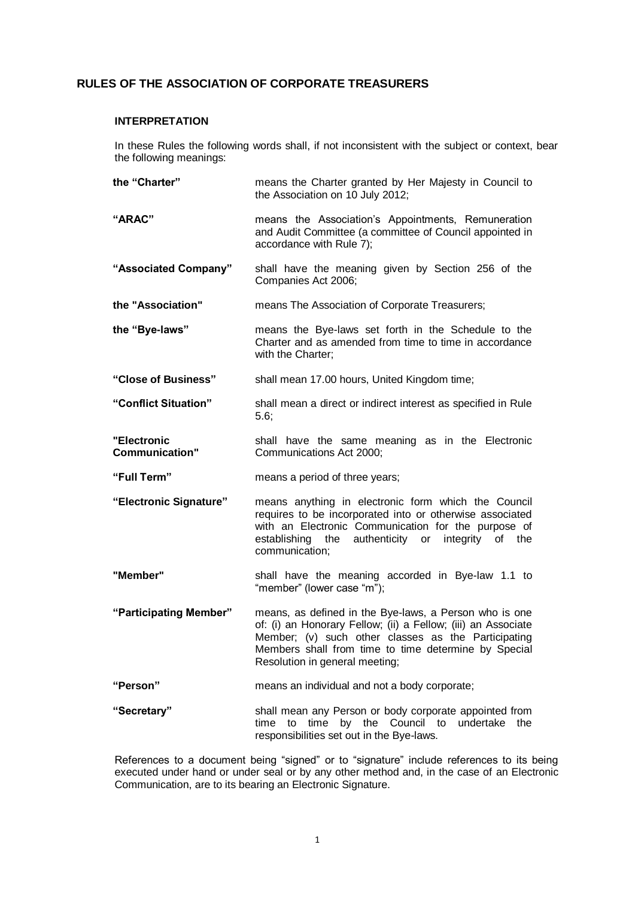# RULES OF THE ASSOCIATION OF CORPORATE TREASURERS

## INTERPRETATION

In these Rules the following words shall, if not inconsistent with the subject or context, bear the following meanings:

| Term | Meaning |
|---|---|
| **the "Charter"** | means the Charter granted by Her Majesty in Council to the Association on 10 July 2012; |
| **"ARAC"** | means the Association's Appointments, Remuneration and Audit Committee (a committee of Council appointed in accordance with Rule 7); |
| **"Associated Company"** | shall have the meaning given by Section 256 of the Companies Act 2006; |
| **the "Association"** | means The Association of Corporate Treasurers; |
| **the "Bye-laws"** | means the Bye-laws set forth in the Schedule to the Charter and as amended from time to time in accordance with the Charter; |
| **"Close of Business"** | shall mean 17.00 hours, United Kingdom time; |
| **"Conflict Situation"** | shall mean a direct or indirect interest as specified in Rule 5.6; |
| **"Electronic Communication"** | shall have the same meaning as in the Electronic Communications Act 2000; |
| **"Full Term"** | means a period of three years; |
| **"Electronic Signature"** | means anything in electronic form which the Council requires to be incorporated into or otherwise associated with an Electronic Communication for the purpose of establishing the authenticity or integrity of the communication; |
| **"Member"** | shall have the meaning accorded in Bye-law 1.1 to "member" (lower case "m"); |
| **"Participating Member"** | means, as defined in the Bye-laws, a Person who is one of: (i) an Honorary Fellow; (ii) a Fellow; (iii) an Associate Member; (v) such other classes as the Participating Members shall from time to time determine by Special Resolution in general meeting; |
| **"Person"** | means an individual and not a body corporate; |
| **"Secretary"** | shall mean any Person or body corporate appointed from time to time by the Council to undertake the responsibilities set out in the Bye-laws. |

References to a document being "signed" or to "signature" include references to its being executed under hand or under seal or by any other method and, in the case of an Electronic Communication, are to its bearing an Electronic Signature.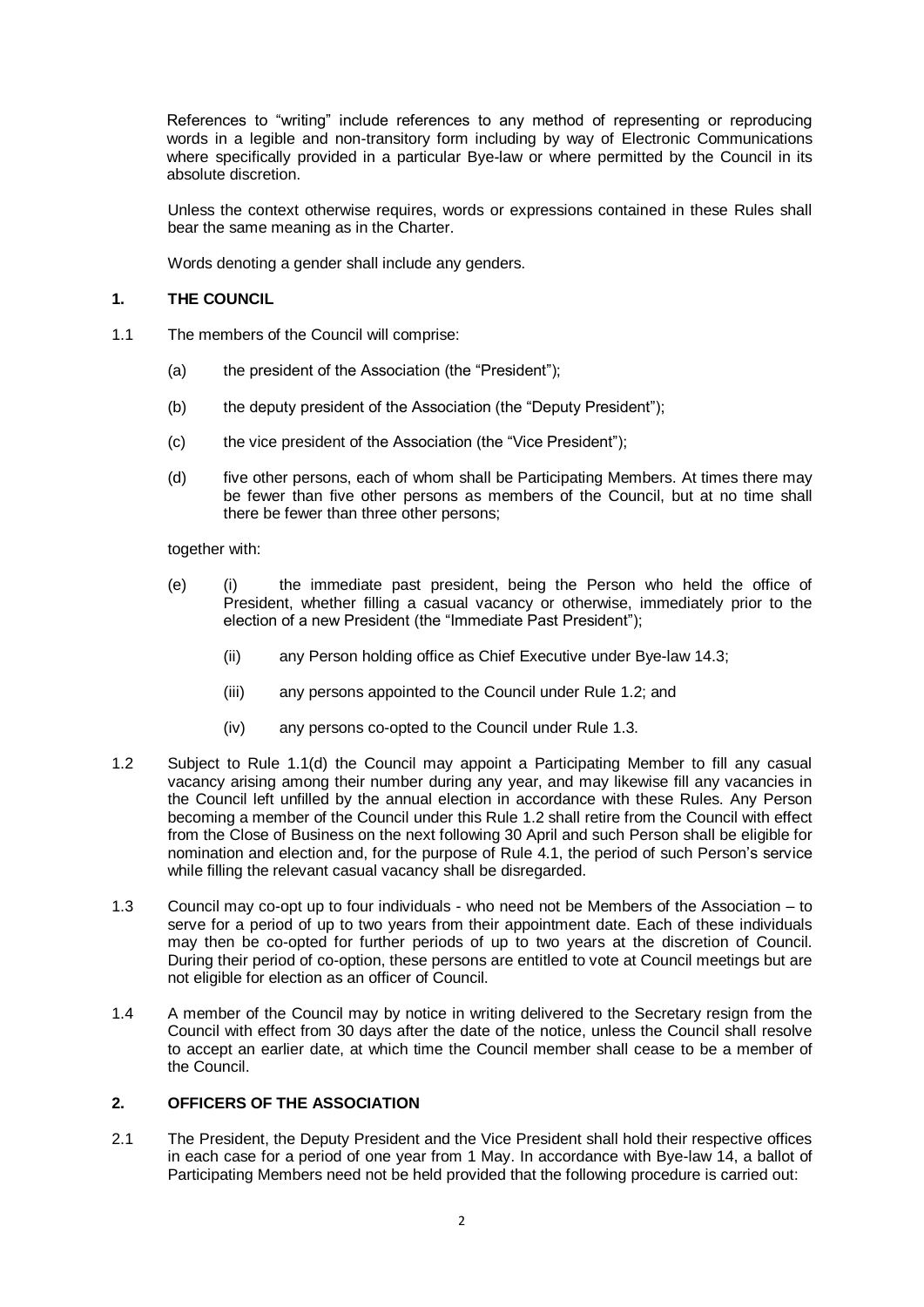References to "writing" include references to any method of representing or reproducing words in a legible and non-transitory form including by way of Electronic Communications where specifically provided in a particular Bye-law or where permitted by the Council in its absolute discretion.

Unless the context otherwise requires, words or expressions contained in these Rules shall bear the same meaning as in the Charter.

Words denoting a gender shall include any genders.

## 1. THE COUNCIL

1.1 The members of the Council will comprise:

(a) the president of the Association (the "President");

(b) the deputy president of the Association (the "Deputy President");

(c) the vice president of the Association (the "Vice President");

(d) five other persons, each of whom shall be Participating Members. At times there may be fewer than five other persons as members of the Council, but at no time shall there be fewer than three other persons;

together with:

(e) (i) the immediate past president, being the Person who held the office of President, whether filling a casual vacancy or otherwise, immediately prior to the election of a new President (the "Immediate Past President");

(ii) any Person holding office as Chief Executive under Bye-law 14.3;

(iii) any persons appointed to the Council under Rule 1.2; and

(iv) any persons co-opted to the Council under Rule 1.3.

1.2 Subject to Rule 1.1(d) the Council may appoint a Participating Member to fill any casual vacancy arising among their number during any year, and may likewise fill any vacancies in the Council left unfilled by the annual election in accordance with these Rules. Any Person becoming a member of the Council under this Rule 1.2 shall retire from the Council with effect from the Close of Business on the next following 30 April and such Person shall be eligible for nomination and election and, for the purpose of Rule 4.1, the period of such Person's service while filling the relevant casual vacancy shall be disregarded.

1.3 Council may co-opt up to four individuals - who need not be Members of the Association – to serve for a period of up to two years from their appointment date. Each of these individuals may then be co-opted for further periods of up to two years at the discretion of Council. During their period of co-option, these persons are entitled to vote at Council meetings but are not eligible for election as an officer of Council.

1.4 A member of the Council may by notice in writing delivered to the Secretary resign from the Council with effect from 30 days after the date of the notice, unless the Council shall resolve to accept an earlier date, at which time the Council member shall cease to be a member of the Council.

## 2. OFFICERS OF THE ASSOCIATION

2.1 The President, the Deputy President and the Vice President shall hold their respective offices in each case for a period of one year from 1 May. In accordance with Bye-law 14, a ballot of Participating Members need not be held provided that the following procedure is carried out: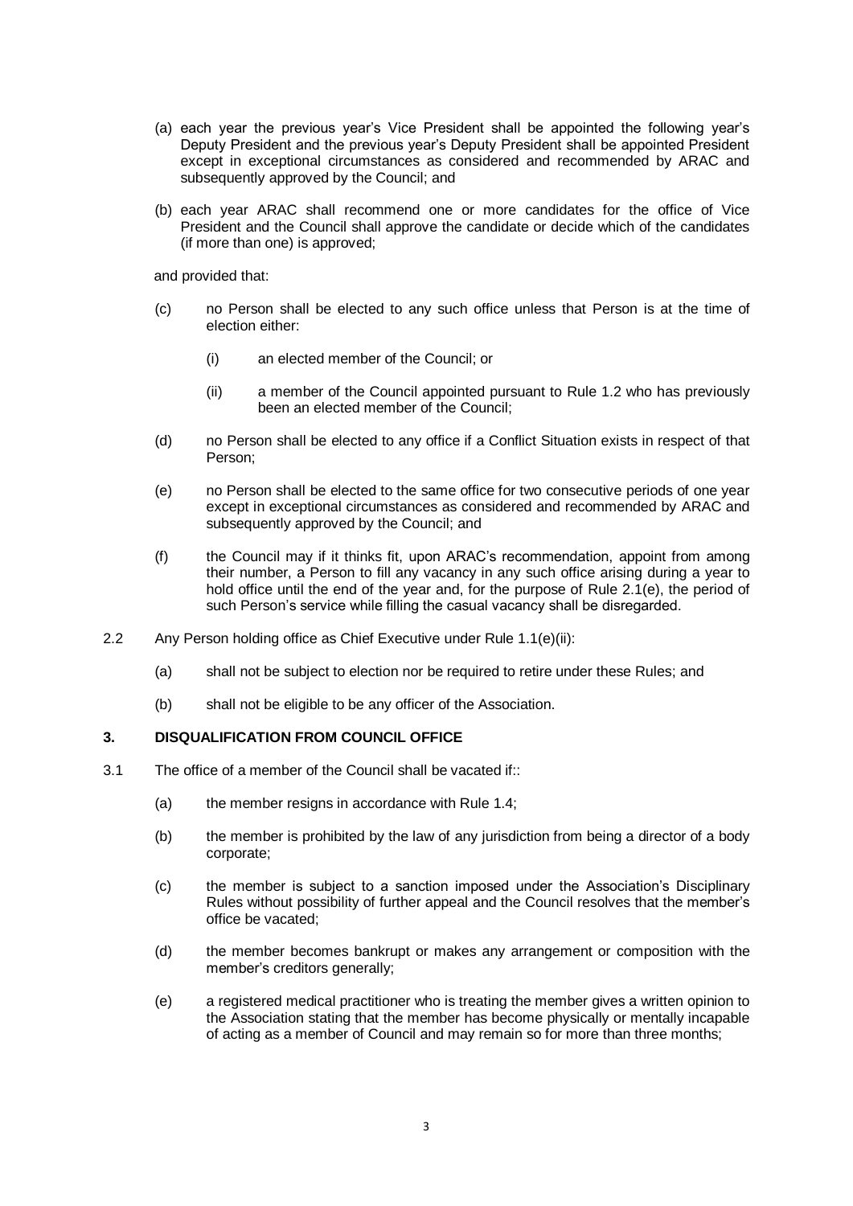(a) each year the previous year's Vice President shall be appointed the following year's Deputy President and the previous year's Deputy President shall be appointed President except in exceptional circumstances as considered and recommended by ARAC and subsequently approved by the Council; and

(b) each year ARAC shall recommend one or more candidates for the office of Vice President and the Council shall approve the candidate or decide which of the candidates (if more than one) is approved;

and provided that:

(c) no Person shall be elected to any such office unless that Person is at the time of election either:

  (i) an elected member of the Council; or

  (ii) a member of the Council appointed pursuant to Rule 1.2 who has previously been an elected member of the Council;

(d) no Person shall be elected to any office if a Conflict Situation exists in respect of that Person;

(e) no Person shall be elected to the same office for two consecutive periods of one year except in exceptional circumstances as considered and recommended by ARAC and subsequently approved by the Council; and

(f) the Council may if it thinks fit, upon ARAC's recommendation, appoint from among their number, a Person to fill any vacancy in any such office arising during a year to hold office until the end of the year and, for the purpose of Rule 2.1(e), the period of such Person's service while filling the casual vacancy shall be disregarded.

2.2 Any Person holding office as Chief Executive under Rule 1.1(e)(ii):

(a) shall not be subject to election nor be required to retire under these Rules; and

(b) shall not be eligible to be any officer of the Association.

## 3. DISQUALIFICATION FROM COUNCIL OFFICE

3.1 The office of a member of the Council shall be vacated if::

(a) the member resigns in accordance with Rule 1.4;

(b) the member is prohibited by the law of any jurisdiction from being a director of a body corporate;

(c) the member is subject to a sanction imposed under the Association's Disciplinary Rules without possibility of further appeal and the Council resolves that the member's office be vacated;

(d) the member becomes bankrupt or makes any arrangement or composition with the member's creditors generally;

(e) a registered medical practitioner who is treating the member gives a written opinion to the Association stating that the member has become physically or mentally incapable of acting as a member of Council and may remain so for more than three months;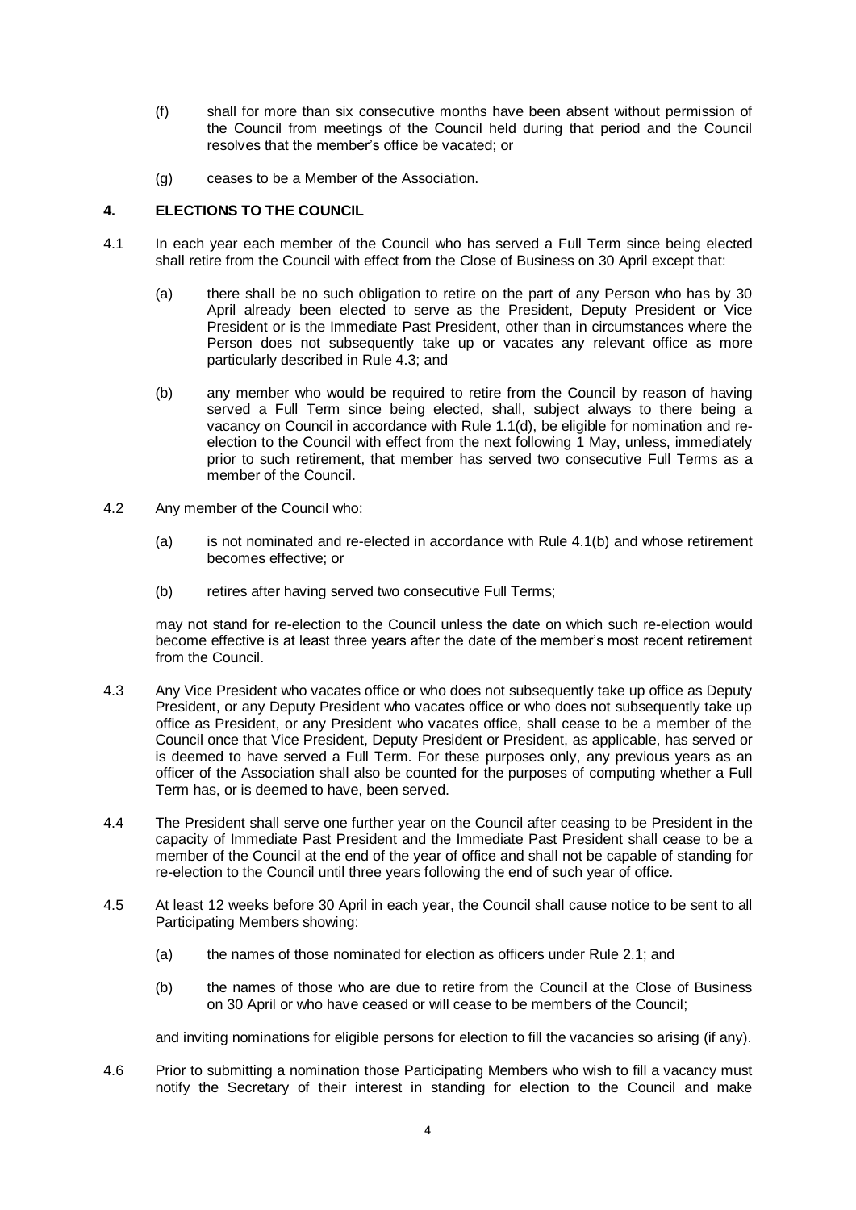(f) shall for more than six consecutive months have been absent without permission of the Council from meetings of the Council held during that period and the Council resolves that the member's office be vacated; or

(g) ceases to be a Member of the Association.

## 4. ELECTIONS TO THE COUNCIL

4.1 In each year each member of the Council who has served a Full Term since being elected shall retire from the Council with effect from the Close of Business on 30 April except that:

(a) there shall be no such obligation to retire on the part of any Person who has by 30 April already been elected to serve as the President, Deputy President or Vice President or is the Immediate Past President, other than in circumstances where the Person does not subsequently take up or vacates any relevant office as more particularly described in Rule 4.3; and

(b) any member who would be required to retire from the Council by reason of having served a Full Term since being elected, shall, subject always to there being a vacancy on Council in accordance with Rule 1.1(d), be eligible for nomination and re-election to the Council with effect from the next following 1 May, unless, immediately prior to such retirement, that member has served two consecutive Full Terms as a member of the Council.

4.2 Any member of the Council who:

(a) is not nominated and re-elected in accordance with Rule 4.1(b) and whose retirement becomes effective; or

(b) retires after having served two consecutive Full Terms;

may not stand for re-election to the Council unless the date on which such re-election would become effective is at least three years after the date of the member's most recent retirement from the Council.

4.3 Any Vice President who vacates office or who does not subsequently take up office as Deputy President, or any Deputy President who vacates office or who does not subsequently take up office as President, or any President who vacates office, shall cease to be a member of the Council once that Vice President, Deputy President or President, as applicable, has served or is deemed to have served a Full Term. For these purposes only, any previous years as an officer of the Association shall also be counted for the purposes of computing whether a Full Term has, or is deemed to have, been served.

4.4 The President shall serve one further year on the Council after ceasing to be President in the capacity of Immediate Past President and the Immediate Past President shall cease to be a member of the Council at the end of the year of office and shall not be capable of standing for re-election to the Council until three years following the end of such year of office.

4.5 At least 12 weeks before 30 April in each year, the Council shall cause notice to be sent to all Participating Members showing:

(a) the names of those nominated for election as officers under Rule 2.1; and

(b) the names of those who are due to retire from the Council at the Close of Business on 30 April or who have ceased or will cease to be members of the Council;

and inviting nominations for eligible persons for election to fill the vacancies so arising (if any).

4.6 Prior to submitting a nomination those Participating Members who wish to fill a vacancy must notify the Secretary of their interest in standing for election to the Council and make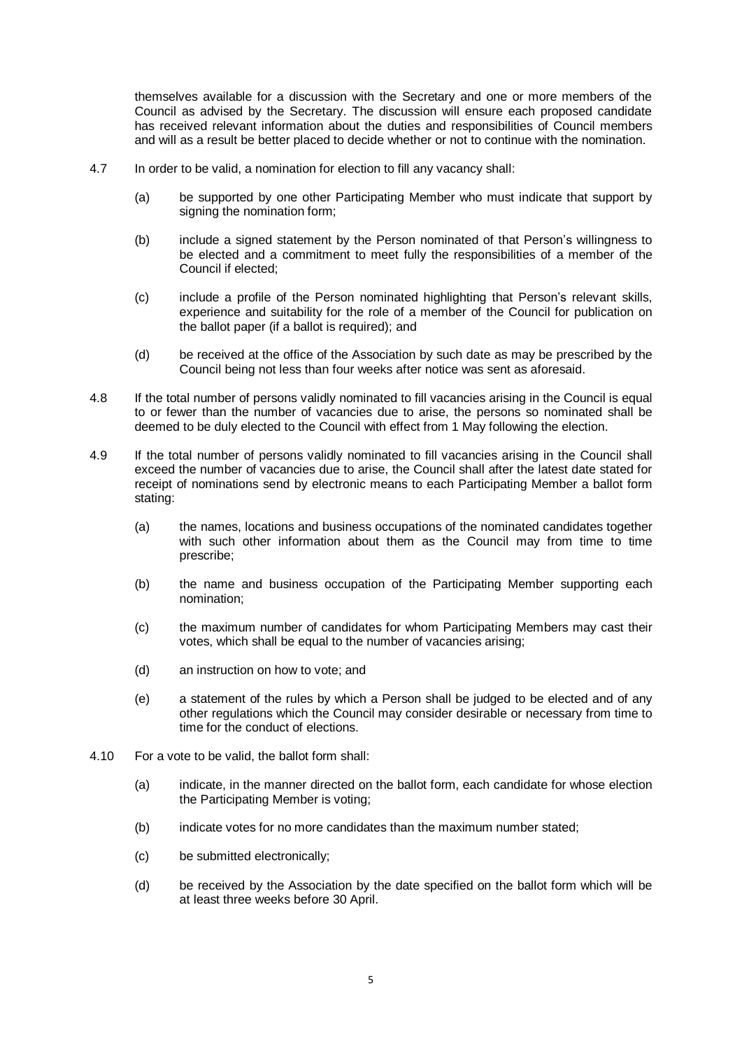themselves available for a discussion with the Secretary and one or more members of the Council as advised by the Secretary. The discussion will ensure each proposed candidate has received relevant information about the duties and responsibilities of Council members and will as a result be better placed to decide whether or not to continue with the nomination.

4.7 In order to be valid, a nomination for election to fill any vacancy shall:

(a) be supported by one other Participating Member who must indicate that support by signing the nomination form;

(b) include a signed statement by the Person nominated of that Person's willingness to be elected and a commitment to meet fully the responsibilities of a member of the Council if elected;

(c) include a profile of the Person nominated highlighting that Person's relevant skills, experience and suitability for the role of a member of the Council for publication on the ballot paper (if a ballot is required); and

(d) be received at the office of the Association by such date as may be prescribed by the Council being not less than four weeks after notice was sent as aforesaid.

4.8 If the total number of persons validly nominated to fill vacancies arising in the Council is equal to or fewer than the number of vacancies due to arise, the persons so nominated shall be deemed to be duly elected to the Council with effect from 1 May following the election.

4.9 If the total number of persons validly nominated to fill vacancies arising in the Council shall exceed the number of vacancies due to arise, the Council shall after the latest date stated for receipt of nominations send by electronic means to each Participating Member a ballot form stating:

(a) the names, locations and business occupations of the nominated candidates together with such other information about them as the Council may from time to time prescribe;

(b) the name and business occupation of the Participating Member supporting each nomination;

(c) the maximum number of candidates for whom Participating Members may cast their votes, which shall be equal to the number of vacancies arising;

(d) an instruction on how to vote; and

(e) a statement of the rules by which a Person shall be judged to be elected and of any other regulations which the Council may consider desirable or necessary from time to time for the conduct of elections.

4.10 For a vote to be valid, the ballot form shall:

(a) indicate, in the manner directed on the ballot form, each candidate for whose election the Participating Member is voting;

(b) indicate votes for no more candidates than the maximum number stated;

(c) be submitted electronically;

(d) be received by the Association by the date specified on the ballot form which will be at least three weeks before 30 April.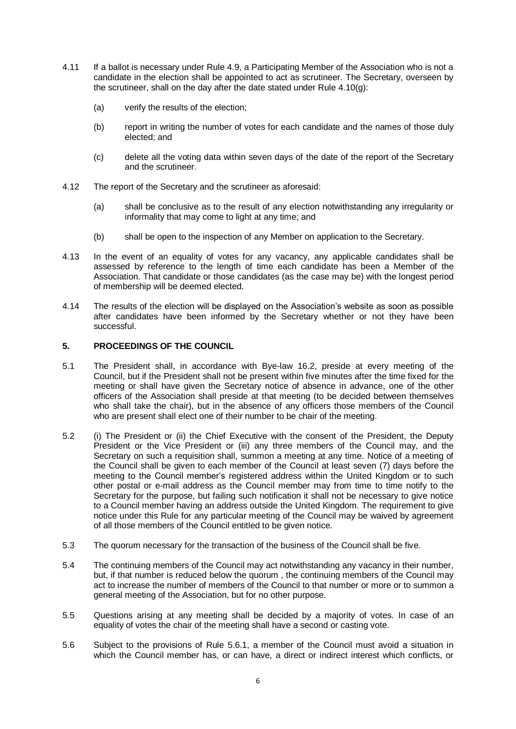4.11 If a ballot is necessary under Rule 4.9, a Participating Member of the Association who is not a candidate in the election shall be appointed to act as scrutineer. The Secretary, overseen by the scrutineer, shall on the day after the date stated under Rule 4.10(g):

(a) verify the results of the election;

(b) report in writing the number of votes for each candidate and the names of those duly elected; and

(c) delete all the voting data within seven days of the date of the report of the Secretary and the scrutineer.

4.12 The report of the Secretary and the scrutineer as aforesaid:

(a) shall be conclusive as to the result of any election notwithstanding any irregularity or informality that may come to light at any time; and

(b) shall be open to the inspection of any Member on application to the Secretary.

4.13 In the event of an equality of votes for any vacancy, any applicable candidates shall be assessed by reference to the length of time each candidate has been a Member of the Association. That candidate or those candidates (as the case may be) with the longest period of membership will be deemed elected.

4.14 The results of the election will be displayed on the Association's website as soon as possible after candidates have been informed by the Secretary whether or not they have been successful.

## 5. PROCEEDINGS OF THE COUNCIL

5.1 The President shall, in accordance with Bye-law 16.2, preside at every meeting of the Council, but if the President shall not be present within five minutes after the time fixed for the meeting or shall have given the Secretary notice of absence in advance, one of the other officers of the Association shall preside at that meeting (to be decided between themselves who shall take the chair), but in the absence of any officers those members of the Council who are present shall elect one of their number to be chair of the meeting.

5.2 (i) The President or (ii) the Chief Executive with the consent of the President, the Deputy President or the Vice President or (iii) any three members of the Council may, and the Secretary on such a requisition shall, summon a meeting at any time. Notice of a meeting of the Council shall be given to each member of the Council at least seven (7) days before the meeting to the Council member's registered address within the United Kingdom or to such other postal or e-mail address as the Council member may from time to time notify to the Secretary for the purpose, but failing such notification it shall not be necessary to give notice to a Council member having an address outside the United Kingdom. The requirement to give notice under this Rule for any particular meeting of the Council may be waived by agreement of all those members of the Council entitled to be given notice.

5.3 The quorum necessary for the transaction of the business of the Council shall be five.

5.4 The continuing members of the Council may act notwithstanding any vacancy in their number, but, if that number is reduced below the quorum , the continuing members of the Council may act to increase the number of members of the Council to that number or more or to summon a general meeting of the Association, but for no other purpose.

5.5 Questions arising at any meeting shall be decided by a majority of votes. In case of an equality of votes the chair of the meeting shall have a second or casting vote.

5.6 Subject to the provisions of Rule 5.6.1, a member of the Council must avoid a situation in which the Council member has, or can have, a direct or indirect interest which conflicts, or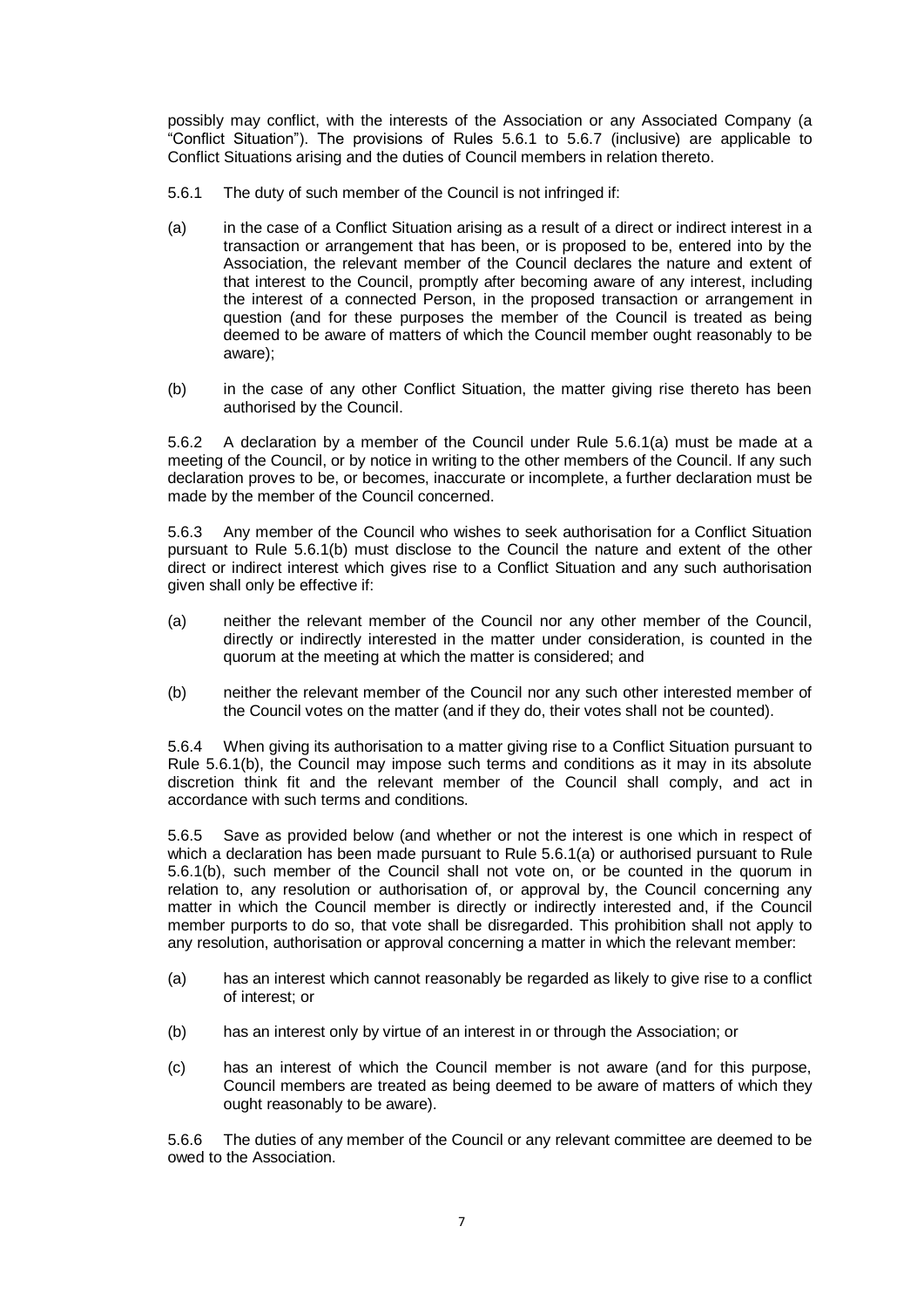possibly may conflict, with the interests of the Association or any Associated Company (a "Conflict Situation"). The provisions of Rules 5.6.1 to 5.6.7 (inclusive) are applicable to Conflict Situations arising and the duties of Council members in relation thereto.

5.6.1 The duty of such member of the Council is not infringed if:

(a) in the case of a Conflict Situation arising as a result of a direct or indirect interest in a transaction or arrangement that has been, or is proposed to be, entered into by the Association, the relevant member of the Council declares the nature and extent of that interest to the Council, promptly after becoming aware of any interest, including the interest of a connected Person, in the proposed transaction or arrangement in question (and for these purposes the member of the Council is treated as being deemed to be aware of matters of which the Council member ought reasonably to be aware);

(b) in the case of any other Conflict Situation, the matter giving rise thereto has been authorised by the Council.

5.6.2 A declaration by a member of the Council under Rule 5.6.1(a) must be made at a meeting of the Council, or by notice in writing to the other members of the Council. If any such declaration proves to be, or becomes, inaccurate or incomplete, a further declaration must be made by the member of the Council concerned.

5.6.3 Any member of the Council who wishes to seek authorisation for a Conflict Situation pursuant to Rule 5.6.1(b) must disclose to the Council the nature and extent of the other direct or indirect interest which gives rise to a Conflict Situation and any such authorisation given shall only be effective if:

(a) neither the relevant member of the Council nor any other member of the Council, directly or indirectly interested in the matter under consideration, is counted in the quorum at the meeting at which the matter is considered; and

(b) neither the relevant member of the Council nor any such other interested member of the Council votes on the matter (and if they do, their votes shall not be counted).

5.6.4 When giving its authorisation to a matter giving rise to a Conflict Situation pursuant to Rule 5.6.1(b), the Council may impose such terms and conditions as it may in its absolute discretion think fit and the relevant member of the Council shall comply, and act in accordance with such terms and conditions.

5.6.5 Save as provided below (and whether or not the interest is one which in respect of which a declaration has been made pursuant to Rule 5.6.1(a) or authorised pursuant to Rule 5.6.1(b), such member of the Council shall not vote on, or be counted in the quorum in relation to, any resolution or authorisation of, or approval by, the Council concerning any matter in which the Council member is directly or indirectly interested and, if the Council member purports to do so, that vote shall be disregarded. This prohibition shall not apply to any resolution, authorisation or approval concerning a matter in which the relevant member:

(a) has an interest which cannot reasonably be regarded as likely to give rise to a conflict of interest; or

(b) has an interest only by virtue of an interest in or through the Association; or

(c) has an interest of which the Council member is not aware (and for this purpose, Council members are treated as being deemed to be aware of matters of which they ought reasonably to be aware).

5.6.6 The duties of any member of the Council or any relevant committee are deemed to be owed to the Association.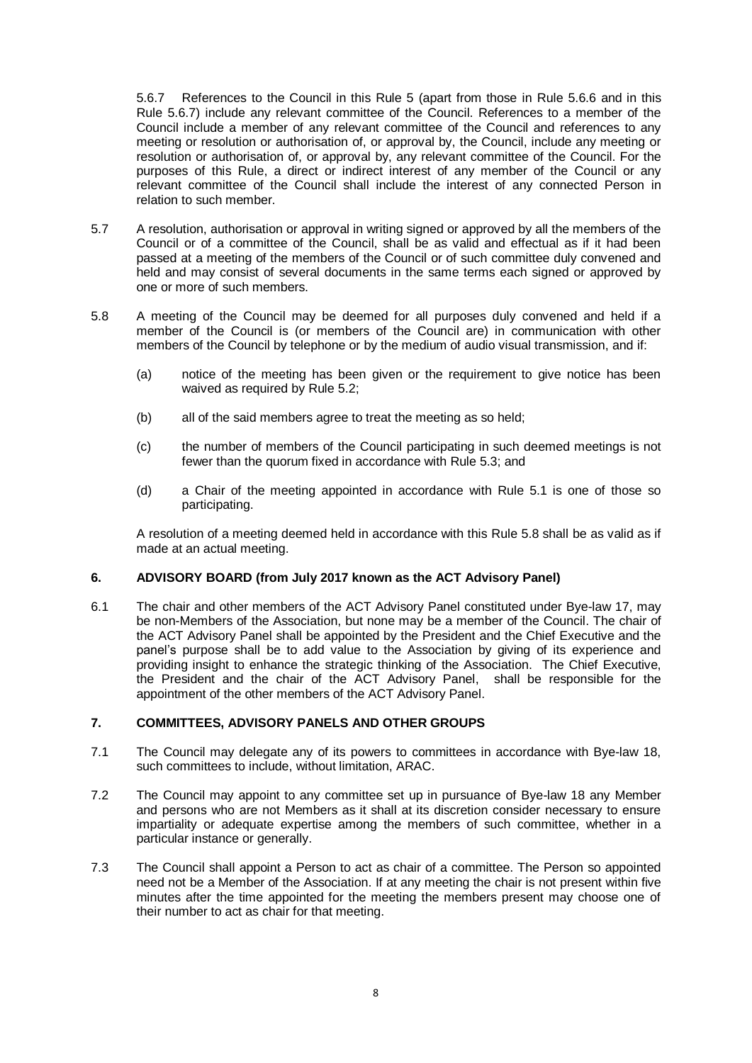5.6.7 References to the Council in this Rule 5 (apart from those in Rule 5.6.6 and in this Rule 5.6.7) include any relevant committee of the Council. References to a member of the Council include a member of any relevant committee of the Council and references to any meeting or resolution or authorisation of, or approval by, the Council, include any meeting or resolution or authorisation of, or approval by, any relevant committee of the Council. For the purposes of this Rule, a direct or indirect interest of any member of the Council or any relevant committee of the Council shall include the interest of any connected Person in relation to such member.

5.7 A resolution, authorisation or approval in writing signed or approved by all the members of the Council or of a committee of the Council, shall be as valid and effectual as if it had been passed at a meeting of the members of the Council or of such committee duly convened and held and may consist of several documents in the same terms each signed or approved by one or more of such members.

5.8 A meeting of the Council may be deemed for all purposes duly convened and held if a member of the Council is (or members of the Council are) in communication with other members of the Council by telephone or by the medium of audio visual transmission, and if:

(a) notice of the meeting has been given or the requirement to give notice has been waived as required by Rule 5.2;

(b) all of the said members agree to treat the meeting as so held;

(c) the number of members of the Council participating in such deemed meetings is not fewer than the quorum fixed in accordance with Rule 5.3; and

(d) a Chair of the meeting appointed in accordance with Rule 5.1 is one of those so participating.

A resolution of a meeting deemed held in accordance with this Rule 5.8 shall be as valid as if made at an actual meeting.

## 6. ADVISORY BOARD (from July 2017 known as the ACT Advisory Panel)

6.1 The chair and other members of the ACT Advisory Panel constituted under Bye-law 17, may be non-Members of the Association, but none may be a member of the Council. The chair of the ACT Advisory Panel shall be appointed by the President and the Chief Executive and the panel's purpose shall be to add value to the Association by giving of its experience and providing insight to enhance the strategic thinking of the Association. The Chief Executive, the President and the chair of the ACT Advisory Panel, shall be responsible for the appointment of the other members of the ACT Advisory Panel.

## 7. COMMITTEES, ADVISORY PANELS AND OTHER GROUPS

7.1 The Council may delegate any of its powers to committees in accordance with Bye-law 18, such committees to include, without limitation, ARAC.

7.2 The Council may appoint to any committee set up in pursuance of Bye-law 18 any Member and persons who are not Members as it shall at its discretion consider necessary to ensure impartiality or adequate expertise among the members of such committee, whether in a particular instance or generally.

7.3 The Council shall appoint a Person to act as chair of a committee. The Person so appointed need not be a Member of the Association. If at any meeting the chair is not present within five minutes after the time appointed for the meeting the members present may choose one of their number to act as chair for that meeting.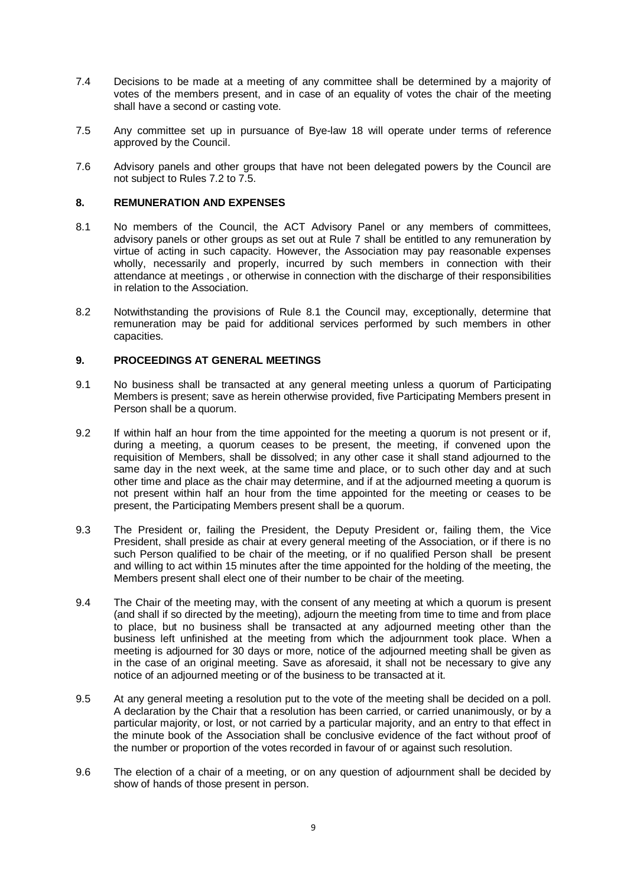7.4 Decisions to be made at a meeting of any committee shall be determined by a majority of votes of the members present, and in case of an equality of votes the chair of the meeting shall have a second or casting vote.

7.5 Any committee set up in pursuance of Bye-law 18 will operate under terms of reference approved by the Council.

7.6 Advisory panels and other groups that have not been delegated powers by the Council are not subject to Rules 7.2 to 7.5.

## 8. REMUNERATION AND EXPENSES

8.1 No members of the Council, the ACT Advisory Panel or any members of committees, advisory panels or other groups as set out at Rule 7 shall be entitled to any remuneration by virtue of acting in such capacity. However, the Association may pay reasonable expenses wholly, necessarily and properly, incurred by such members in connection with their attendance at meetings , or otherwise in connection with the discharge of their responsibilities in relation to the Association.

8.2 Notwithstanding the provisions of Rule 8.1 the Council may, exceptionally, determine that remuneration may be paid for additional services performed by such members in other capacities.

## 9. PROCEEDINGS AT GENERAL MEETINGS

9.1 No business shall be transacted at any general meeting unless a quorum of Participating Members is present; save as herein otherwise provided, five Participating Members present in Person shall be a quorum.

9.2 If within half an hour from the time appointed for the meeting a quorum is not present or if, during a meeting, a quorum ceases to be present, the meeting, if convened upon the requisition of Members, shall be dissolved; in any other case it shall stand adjourned to the same day in the next week, at the same time and place, or to such other day and at such other time and place as the chair may determine, and if at the adjourned meeting a quorum is not present within half an hour from the time appointed for the meeting or ceases to be present, the Participating Members present shall be a quorum.

9.3 The President or, failing the President, the Deputy President or, failing them, the Vice President, shall preside as chair at every general meeting of the Association, or if there is no such Person qualified to be chair of the meeting, or if no qualified Person shall be present and willing to act within 15 minutes after the time appointed for the holding of the meeting, the Members present shall elect one of their number to be chair of the meeting.

9.4 The Chair of the meeting may, with the consent of any meeting at which a quorum is present (and shall if so directed by the meeting), adjourn the meeting from time to time and from place to place, but no business shall be transacted at any adjourned meeting other than the business left unfinished at the meeting from which the adjournment took place. When a meeting is adjourned for 30 days or more, notice of the adjourned meeting shall be given as in the case of an original meeting. Save as aforesaid, it shall not be necessary to give any notice of an adjourned meeting or of the business to be transacted at it.

9.5 At any general meeting a resolution put to the vote of the meeting shall be decided on a poll. A declaration by the Chair that a resolution has been carried, or carried unanimously, or by a particular majority, or lost, or not carried by a particular majority, and an entry to that effect in the minute book of the Association shall be conclusive evidence of the fact without proof of the number or proportion of the votes recorded in favour of or against such resolution.

9.6 The election of a chair of a meeting, or on any question of adjournment shall be decided by show of hands of those present in person.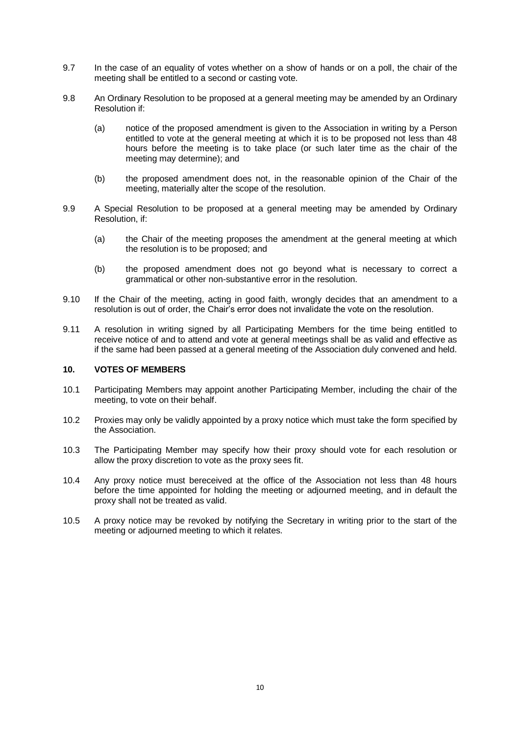9.7 In the case of an equality of votes whether on a show of hands or on a poll, the chair of the meeting shall be entitled to a second or casting vote.

9.8 An Ordinary Resolution to be proposed at a general meeting may be amended by an Ordinary Resolution if:

(a) notice of the proposed amendment is given to the Association in writing by a Person entitled to vote at the general meeting at which it is to be proposed not less than 48 hours before the meeting is to take place (or such later time as the chair of the meeting may determine); and

(b) the proposed amendment does not, in the reasonable opinion of the Chair of the meeting, materially alter the scope of the resolution.

9.9 A Special Resolution to be proposed at a general meeting may be amended by Ordinary Resolution, if:

(a) the Chair of the meeting proposes the amendment at the general meeting at which the resolution is to be proposed; and

(b) the proposed amendment does not go beyond what is necessary to correct a grammatical or other non-substantive error in the resolution.

9.10 If the Chair of the meeting, acting in good faith, wrongly decides that an amendment to a resolution is out of order, the Chair's error does not invalidate the vote on the resolution.

9.11 A resolution in writing signed by all Participating Members for the time being entitled to receive notice of and to attend and vote at general meetings shall be as valid and effective as if the same had been passed at a general meeting of the Association duly convened and held.

## 10. VOTES OF MEMBERS

10.1 Participating Members may appoint another Participating Member, including the chair of the meeting, to vote on their behalf.

10.2 Proxies may only be validly appointed by a proxy notice which must take the form specified by the Association.

10.3 The Participating Member may specify how their proxy should vote for each resolution or allow the proxy discretion to vote as the proxy sees fit.

10.4 Any proxy notice must bereceived at the office of the Association not less than 48 hours before the time appointed for holding the meeting or adjourned meeting, and in default the proxy shall not be treated as valid.

10.5 A proxy notice may be revoked by notifying the Secretary in writing prior to the start of the meeting or adjourned meeting to which it relates.